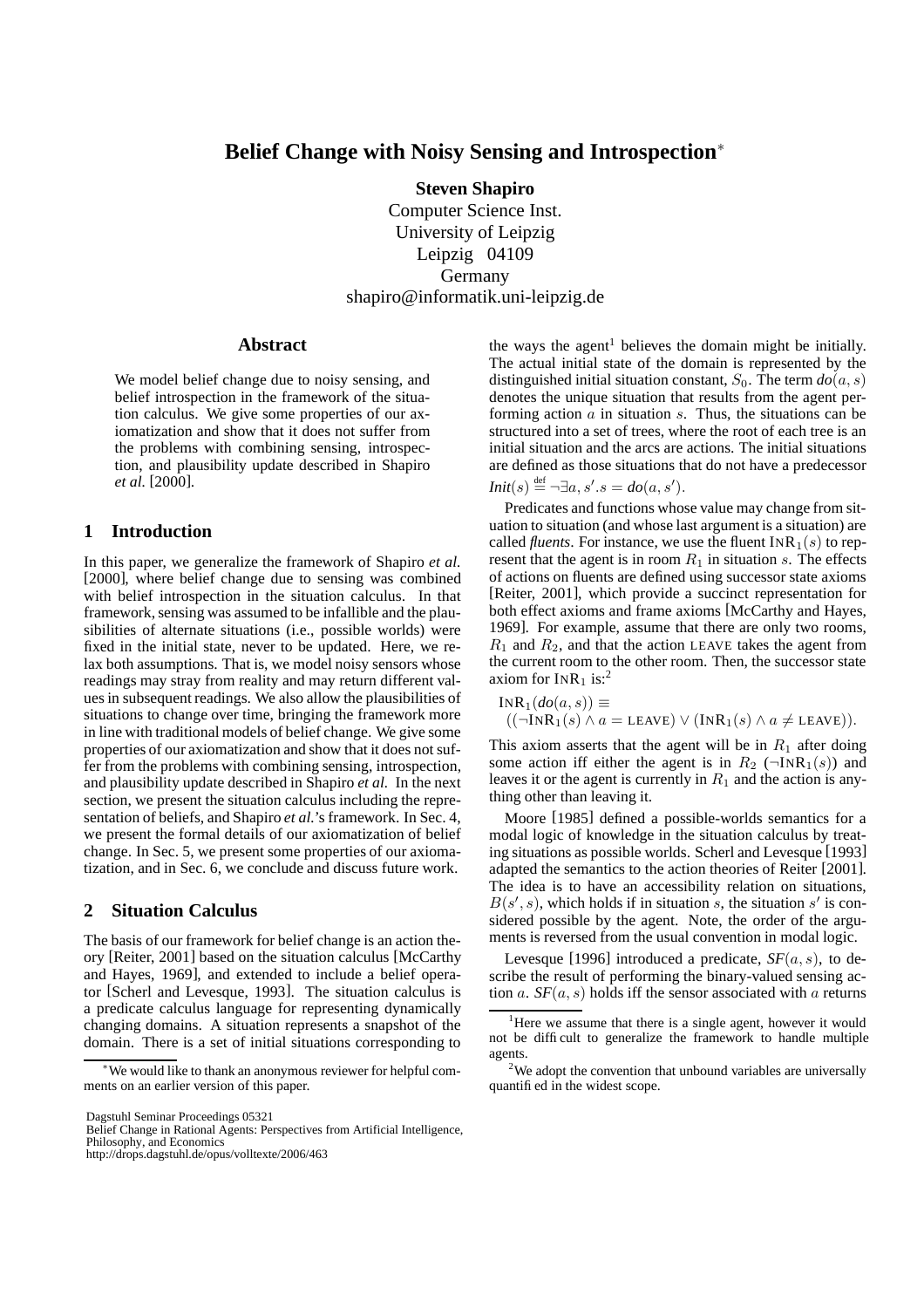# Belief Change with Noisy Sensing and Introspection*

**Steven Shapiro**
Computer Science Inst.
University of Leipzig
Leipzig 04109
Germany
shapiro@informatik.uni-leipzig.de

## Abstract

We model belief change due to noisy sensing, and belief introspection in the framework of the situation calculus. We give some properties of our axiomatization and show that it does not suffer from the problems with combining sensing, introspection, and plausibility update described in Shapiro *et al.* [2000].

## 1 Introduction

In this paper, we generalize the framework of Shapiro *et al.* [2000], where belief change due to sensing was combined with belief introspection in the situation calculus. In that framework, sensing was assumed to be infallible and the plausibilities of alternate situations (i.e., possible worlds) were fixed in the initial state, never to be updated. Here, we relax both assumptions. That is, we model noisy sensors whose readings may stray from reality and may return different values in subsequent readings. We also allow the plausibilities of situations to change over time, bringing the framework more in line with traditional models of belief change. We give some properties of our axiomatization and show that it does not suffer from the problems with combining sensing, introspection, and plausibility update described in Shapiro *et al.* In the next section, we present the situation calculus including the representation of beliefs, and Shapiro *et al.*'s framework. In Sec. 4, we present the formal details of our axiomatization of belief change. In Sec. 5, we present some properties of our axiomatization, and in Sec. 6, we conclude and discuss future work.

## 2 Situation Calculus

The basis of our framework for belief change is an action theory [Reiter, 2001] based on the situation calculus [McCarthy and Hayes, 1969], and extended to include a belief operator [Scherl and Levesque, 1993]. The situation calculus is a predicate calculus language for representing dynamically changing domains. A situation represents a snapshot of the domain. There is a set of initial situations corresponding to the ways the agent[1] believes the domain might be initially. The actual initial state of the domain is represented by the distinguished initial situation constant, $S_0$. The term $do(a, s)$ denotes the unique situation that results from the agent performing action $a$ in situation $s$. Thus, the situations can be structured into a set of trees, where the root of each tree is an initial situation and the arcs are actions. The initial situations are defined as those situations that do not have a predecessor $Init(s) \stackrel{\text{def}}{=} \neg\exists a, s'.s = do(a, s')$.

Predicates and functions whose value may change from situation to situation (and whose last argument is a situation) are called *fluents*. For instance, we use the fluent $\mathrm{INR}_1(s)$ to represent that the agent is in room $R_1$ in situation $s$. The effects of actions on fluents are defined using successor state axioms [Reiter, 2001], which provide a succinct representation for both effect axioms and frame axioms [McCarthy and Hayes, 1969]. For example, assume that there are only two rooms, $R_1$ and $R_2$, and that the action LEAVE takes the agent from the current room to the other room. Then, the successor state axiom for $\mathrm{INR}_1$ is:[2]

$$\mathrm{INR}_1(do(a, s)) \equiv$$
$$((\neg\mathrm{INR}_1(s) \wedge a = \mathrm{LEAVE}) \vee (\mathrm{INR}_1(s) \wedge a \neq \mathrm{LEAVE})).$$

This axiom asserts that the agent will be in $R_1$ after doing some action iff either the agent is in $R_2$ ($\neg\mathrm{INR}_1(s)$) and leaves it or the agent is currently in $R_1$ and the action is anything other than leaving it.

Moore [1985] defined a possible-worlds semantics for a modal logic of knowledge in the situation calculus by treating situations as possible worlds. Scherl and Levesque [1993] adapted the semantics to the action theories of Reiter [2001]. The idea is to have an accessibility relation on situations, $B(s', s)$, which holds if in situation $s$, the situation $s'$ is considered possible by the agent. Note, the order of the arguments is reversed from the usual convention in modal logic.

Levesque [1996] introduced a predicate, $SF(a, s)$, to describe the result of performing the binary-valued sensing action $a$. $SF(a, s)$ holds iff the sensor associated with $a$ returns

---

*We would like to thank an anonymous reviewer for helpful comments on an earlier version of this paper.

[1] Here we assume that there is a single agent, however it would not be difficult to generalize the framework to handle multiple agents.

[2] We adopt the convention that unbound variables are universally quantified in the widest scope.

Dagstuhl Seminar Proceedings 05321
Belief Change in Rational Agents: Perspectives from Artificial Intelligence, Philosophy, and Economics
http://drops.dagstuhl.de/opus/volltexte/2006/463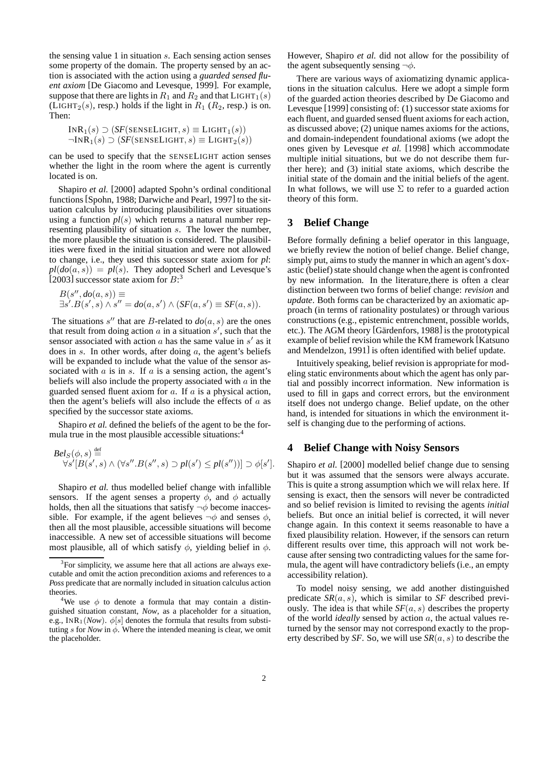the sensing value 1 in situation $s$. Each sensing action senses some property of the domain. The property sensed by an action is associated with the action using a *guarded sensed fluent axiom* [De Giacomo and Levesque, 1999]. For example, suppose that there are lights in $R_1$ and $R_2$ and that $\text{LIGHT}_1(s)$ ($\text{LIGHT}_2(s)$, resp.) holds if the light in $R_1$ ($R_2$, resp.) is on. Then:

$$\text{INR}_1(s) \supset (\textit{SF}(\text{SENSELIGHT}, s) \equiv \text{LIGHT}_1(s))$$
$$\neg\text{INR}_1(s) \supset (\textit{SF}(\text{SENSELIGHT}, s) \equiv \text{LIGHT}_2(s))$$

can be used to specify that the SENSELIGHT action senses whether the light in the room where the agent is currently located is on.

Shapiro *et al.* [2000] adapted Spohn's ordinal conditional functions [Spohn, 1988; Darwiche and Pearl, 1997] to the situation calculus by introducing plausibilities over situations using a function $\textit{pl}(s)$ which returns a natural number representing plausibility of situation $s$. The lower the number, the more plausible the situation is considered. The plausibilities were fixed in the initial situation and were not allowed to change, i.e., they used this successor state axiom for *pl*: $\textit{pl}(\textit{do}(a, s)) = \textit{pl}(s)$. They adopted Scherl and Levesque's [2003] successor state axiom for $B$:[3]

$$B(s'', \textit{do}(a, s)) \equiv$$
$$\exists s'.B(s', s) \wedge s'' = \textit{do}(a, s') \wedge (\textit{SF}(a, s') \equiv \textit{SF}(a, s)).$$

The situations $s''$ that are $B$-related to $\textit{do}(a, s)$ are the ones that result from doing action $a$ in a situation $s'$, such that the sensor associated with action $a$ has the same value in $s'$ as it does in $s$. In other words, after doing $a$, the agent's beliefs will be expanded to include what the value of the sensor associated with $a$ is in $s$. If $a$ is a sensing action, the agent's beliefs will also include the property associated with $a$ in the guarded sensed fluent axiom for $a$. If $a$ is a physical action, then the agent's beliefs will also include the effects of $a$ as specified by the successor state axioms.

Shapiro *et al.* defined the beliefs of the agent to be the formula true in the most plausible accessible situations:[4]

$$\textit{Bel}_S(\phi, s) \stackrel{\text{def}}{=}$$
$$\forall s'[B(s', s) \wedge (\forall s''.B(s'', s) \supset \textit{pl}(s') \leq \textit{pl}(s''))] \supset \phi[s'].$$

Shapiro *et al.* thus modelled belief change with infallible sensors. If the agent senses a property $\phi$, and $\phi$ actually holds, then all the situations that satisfy $\neg\phi$ become inaccessible. For example, if the agent believes $\neg\phi$ and senses $\phi$, then all the most plausible, accessible situations will become inaccessible. A new set of accessible situations will become most plausible, all of which satisfy $\phi$, yielding belief in $\phi$. However, Shapiro *et al.* did not allow for the possibility of the agent subsequently sensing $\neg\phi$.

There are various ways of axiomatizing dynamic applications in the situation calculus. Here we adopt a simple form of the guarded action theories described by De Giacomo and Levesque [1999] consisting of: (1) successor state axioms for each fluent, and guarded sensed fluent axioms for each action, as discussed above; (2) unique names axioms for the actions, and domain-independent foundational axioms (we adopt the ones given by Levesque *et al.* [1998] which accommodate multiple initial situations, but we do not describe them further here); and (3) initial state axioms, which describe the initial state of the domain and the initial beliefs of the agent. In what follows, we will use $\Sigma$ to refer to a guarded action theory of this form.

## 3 Belief Change

Before formally defining a belief operator in this language, we briefly review the notion of belief change. Belief change, simply put, aims to study the manner in which an agent's doxastic (belief) state should change when the agent is confronted by new information. In the literature,there is often a clear distinction between two forms of belief change: *revision* and *update*. Both forms can be characterized by an axiomatic approach (in terms of rationality postulates) or through various constructions (e.g., epistemic entrenchment, possible worlds, etc.). The AGM theory [Gärdenfors, 1988] is the prototypical example of belief revision while the KM framework [Katsuno and Mendelzon, 1991] is often identified with belief update.

Intuitively speaking, belief revision is appropriate for modeling static environments about which the agent has only partial and possibly incorrect information. New information is used to fill in gaps and correct errors, but the environment itself does not undergo change. Belief update, on the other hand, is intended for situations in which the environment itself is changing due to the performing of actions.

## 4 Belief Change with Noisy Sensors

Shapiro *et al.* [2000] modelled belief change due to sensing but it was assumed that the sensors were always accurate. This is quite a strong assumption which we will relax here. If sensing is exact, then the sensors will never be contradicted and so belief revision is limited to revising the agents *initial* beliefs. But once an initial belief is corrected, it will never change again. In this context it seems reasonable to have a fixed plausibility relation. However, if the sensors can return different results over time, this approach will not work because after sensing two contradicting values for the same formula, the agent will have contradictory beliefs (i.e., an empty accessibility relation).

To model noisy sensing, we add another distinguished predicate $\textit{SR}(a, s)$, which is similar to *SF* described previously. The idea is that while $\textit{SF}(a, s)$ describes the property of the world *ideally* sensed by action $a$, the actual values returned by the sensor may not correspond exactly to the property described by *SF*. So, we will use $\textit{SR}(a, s)$ to describe the

[3] For simplicity, we assume here that all actions are always executable and omit the action precondition axioms and references to a *Poss* predicate that are normally included in situation calculus action theories.

[4] We use $\phi$ to denote a formula that may contain a distinguished situation constant, *Now*, as a placeholder for a situation, e.g., $\text{INR}_1(\textit{Now})$. $\phi[s]$ denotes the formula that results from substituting $s$ for *Now* in $\phi$. Where the intended meaning is clear, we omit the placeholder.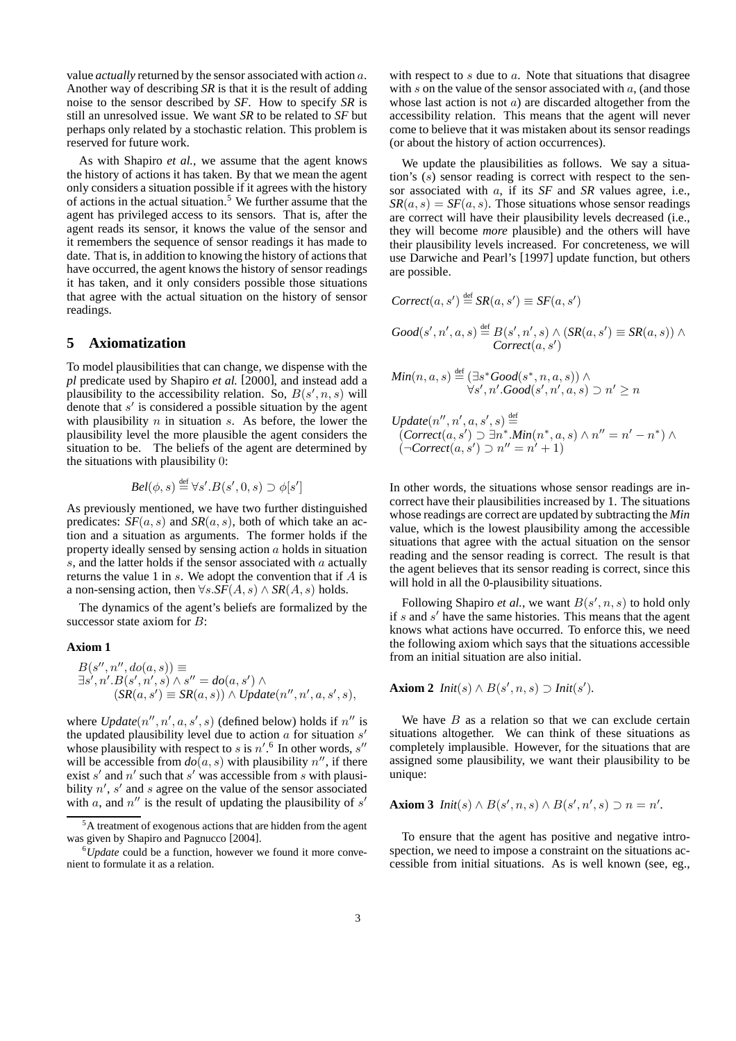value *actually* returned by the sensor associated with action $a$. Another way of describing *SR* is that it is the result of adding noise to the sensor described by *SF*. How to specify *SR* is still an unresolved issue. We want *SR* to be related to *SF* but perhaps only related by a stochastic relation. This problem is reserved for future work.

As with Shapiro *et al.*, we assume that the agent knows the history of actions it has taken. By that we mean the agent only considers a situation possible if it agrees with the history of actions in the actual situation.[5] We further assume that the agent has privileged access to its sensors. That is, after the agent reads its sensor, it knows the value of the sensor and it remembers the sequence of sensor readings it has made to date. That is, in addition to knowing the history of actions that have occurred, the agent knows the history of sensor readings it has taken, and it only considers possible those situations that agree with the actual situation on the history of sensor readings.

## 5 Axiomatization

To model plausibilities that can change, we dispense with the *pl* predicate used by Shapiro *et al.* [2000], and instead add a plausibility to the accessibility relation. So, $B(s', n, s)$ will denote that $s'$ is considered a possible situation by the agent with plausibility $n$ in situation $s$. As before, the lower the plausibility level the more plausible the agent considers the situation to be. The beliefs of the agent are determined by the situations with plausibility 0:

$$\mathit{Bel}(\phi, s) \stackrel{\text{def}}{=} \forall s'.B(s', 0, s) \supset \phi[s']$$

As previously mentioned, we have two further distinguished predicates: $\mathit{SF}(a, s)$ and $\mathit{SR}(a, s)$, both of which take an action and a situation as arguments. The former holds if the property ideally sensed by sensing action $a$ holds in situation $s$, and the latter holds if the sensor associated with $a$ actually returns the value 1 in $s$. We adopt the convention that if $A$ is a non-sensing action, then $\forall s.\mathit{SF}(A, s) \wedge \mathit{SR}(A, s)$ holds.

The dynamics of the agent's beliefs are formalized by the successor state axiom for $B$:

**Axiom 1**

$$\begin{array}{l} B(s'', n'', do(a, s)) \equiv \\ \exists s', n'.B(s', n', s) \wedge s'' = do(a, s') \wedge \\ \quad (\mathit{SR}(a, s') \equiv \mathit{SR}(a, s)) \wedge \mathit{Update}(n'', n', a, s', s), \end{array}$$

where $\mathit{Update}(n'', n', a, s', s)$ (defined below) holds if $n''$ is the updated plausibility level due to action $a$ for situation $s'$ whose plausibility with respect to $s$ is $n'$.[6] In other words, $s''$ will be accessible from $do(a, s)$ with plausibility $n''$, if there exist $s'$ and $n'$ such that $s'$ was accessible from $s$ with plausibility $n'$, $s'$ and $s$ agree on the value of the sensor associated with $a$, and $n''$ is the result of updating the plausibility of $s'$ with respect to $s$ due to $a$. Note that situations that disagree with $s$ on the value of the sensor associated with $a$, (and those whose last action is not $a$) are discarded altogether from the accessibility relation. This means that the agent will never come to believe that it was mistaken about its sensor readings (or about the history of action occurrences).

We update the plausibilities as follows. We say a situation's ($s$) sensor reading is correct with respect to the sensor associated with $a$, if its *SF* and *SR* values agree, i.e., $\mathit{SR}(a, s) = \mathit{SF}(a, s)$. Those situations whose sensor readings are correct will have their plausibility levels decreased (i.e., they will become *more* plausible) and the others will have their plausibility levels increased. For concreteness, we will use Darwiche and Pearl's [1997] update function, but others are possible.

$$\mathit{Correct}(a, s') \stackrel{\text{def}}{=} \mathit{SR}(a, s') \equiv \mathit{SF}(a, s')$$

$$\begin{array}{l} \mathit{Good}(s', n', a, s) \stackrel{\text{def}}{=} B(s', n', s) \wedge (\mathit{SR}(a, s') \equiv \mathit{SR}(a, s)) \wedge \\ \qquad \mathit{Correct}(a, s') \end{array}$$

$$\begin{array}{l} \mathit{Min}(n, a, s) \stackrel{\text{def}}{=} (\exists s^* \mathit{Good}(s^*, n, a, s)) \wedge \\ \qquad \forall s', n'.\mathit{Good}(s', n', a, s) \supset n' \geq n \end{array}$$

$$\begin{array}{l} \mathit{Update}(n'', n', a, s', s) \stackrel{\text{def}}{=} \\ (\mathit{Correct}(a, s') \supset \exists n^*.\mathit{Min}(n^*, a, s) \wedge n'' = n' - n^*) \wedge \\ (\neg \mathit{Correct}(a, s') \supset n'' = n' + 1) \end{array}$$

In other words, the situations whose sensor readings are incorrect have their plausibilities increased by 1. The situations whose readings are correct are updated by subtracting the *Min* value, which is the lowest plausibility among the accessible situations that agree with the actual situation on the sensor reading and the sensor reading is correct. The result is that the agent believes that its sensor reading is correct, since this will hold in all the 0-plausibility situations.

Following Shapiro *et al.*, we want $B(s', n, s)$ to hold only if $s$ and $s'$ have the same histories. This means that the agent knows what actions have occurred. To enforce this, we need the following axiom which says that the situations accessible from an initial situation are also initial.

**Axiom 2** $\mathit{Init}(s) \wedge B(s', n, s) \supset \mathit{Init}(s')$.

We have $B$ as a relation so that we can exclude certain situations altogether. We can think of these situations as completely implausible. However, for the situations that are assigned some plausibility, we want their plausibility to be unique:

**Axiom 3** $\mathit{Init}(s) \wedge B(s', n, s) \wedge B(s', n', s) \supset n = n'$.

To ensure that the agent has positive and negative introspection, we need to impose a constraint on the situations accessible from initial situations. As is well known (see, eg.,

[5] A treatment of exogenous actions that are hidden from the agent was given by Shapiro and Pagnucco [2004].

[6] *Update* could be a function, however we found it more convenient to formulate it as a relation.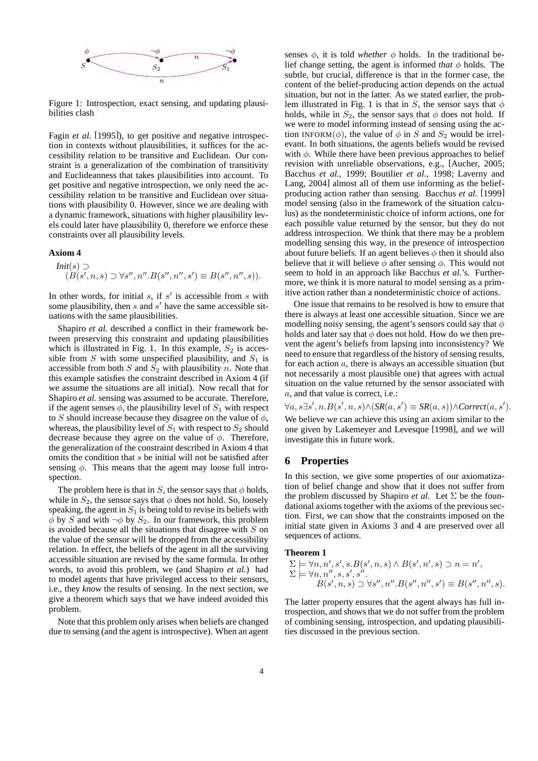Figure 1: Introspection, exact sensing, and updating plausibilities clash

Fagin *et al.* [1995]), to get positive and negative introspection in contexts without plausibilities, it suffices for the accessibility relation to be transitive and Euclidean. Our constraint is a generalization of the combination of transitivity and Euclideanness that takes plausibilities into account. To get positive and negative introspection, we only need the accessibility relation to be transitive and Euclidean over situations with plausibility 0. However, since we are dealing with a dynamic framework, situations with higher plausibility levels could later have plausibility 0, therefore we enforce these constraints over all plausibility levels.

**Axiom 4**

$$\mathit{Init}(s) \supset (B(s', n, s) \supset \forall s'', n''.B(s'', n'', s') \equiv B(s'', n'', s)).$$

In other words, for initial $s$, if $s'$ is accessible from $s$ with some plausibility, then $s$ and $s'$ have the same accessible situations with the same plausibilities.

Shapiro *et al.* described a conflict in their framework between preserving this constraint and updating plausibilities which is illustrated in Fig. 1. In this example, $S_2$ is accessible from $S$ with some unspecified plausibility, and $S_1$ is accessible from both $S$ and $S_2$ with plausibility $n$. Note that this example satisfies the constraint described in Axiom 4 (if we assume the situations are all initial). Now recall that for Shapiro *et al.* sensing was assumed to be accurate. Therefore, if the agent senses $\phi$, the plausibility level of $S_1$ with respect to $S$ should increase because they disagree on the value of $\phi$, whereas, the plausibility level of $S_1$ with respect to $S_2$ should decrease because they agree on the value of $\phi$. Therefore, the generalization of the constraint described in Axiom 4 that omits the condition that $s$ be initial will not be satisfied after sensing $\phi$. This means that the agent may loose full introspection.

The problem here is that in $S$, the sensor says that $\phi$ holds, while in $S_2$, the sensor says that $\phi$ does not hold. So, loosely speaking, the agent in $S_1$ is being told to revise its beliefs with $\phi$ by $S$ and with $\neg\phi$ by $S_2$. In our framework, this problem is avoided because all the situations that disagree with $S$ on the value of the sensor will be dropped from the accessibility relation. In effect, the beliefs of the agent in all the surviving accessible situation are revised by the same formula. In other words, to avoid this problem, we (and Shapiro *et al.*) had to model agents that have privileged access to their sensors, i.e., they *know* the results of sensing. In the next section, we give a theorem which says that we have indeed avoided this problem.

Note that this problem only arises when beliefs are changed due to sensing (and the agent is introspective). When an agent senses $\phi$, it is told *whether* $\phi$ holds. In the traditional belief change setting, the agent is informed *that* $\phi$ holds. The subtle, but crucial, difference is that in the former case, the content of the belief-producing action depends on the actual situation, but not in the latter. As we stated earlier, the problem illustrated in Fig. 1 is that in $S$, the sensor says that $\phi$ holds, while in $S_2$, the sensor says that $\phi$ does not hold. If we were to model informing instead of sensing using the action INFORM($\phi$), the value of $\phi$ in $S$ and $S_2$ would be irrelevant. In both situations, the agents beliefs would be revised with $\phi$. While there have been previous approaches to belief revision with unreliable observations, e.g., [Aucher, 2005; Bacchus *et al.*, 1999; Boutilier *et al.*, 1998; Laverny and Lang, 2004] almost all of them use informing as the belief-producing action rather than sensing. Bacchus *et al.* [1999] model sensing (also in the framework of the situation calculus) as the nondeterministic choice of inform actions, one for each possible value returned by the sensor, but they do not address introspection. We think that there may be a problem modelling sensing this way, in the presence of introspection about future beliefs. If an agent believes $\phi$ then it should also believe that it will believe $\phi$ after sensing $\phi$. This would not seem to hold in an approach like Bacchus *et al.*'s. Furthermore, we think it is more natural to model sensing as a primitive action rather than a nondeterministic choice of actions.

One issue that remains to be resolved is how to ensure that there is always at least one accessible situation. Since we are modelling noisy sensing, the agent's sensors could say that $\phi$ holds and later say that $\phi$ does not hold. How do we then prevent the agent's beliefs from lapsing into inconsistency? We need to ensure that regardless of the history of sensing results, for each action $a$, there is always an accessible situation (but not necessarily a most plausible one) that agrees with actual situation on the value returned by the sensor associated with $a$, and that value is correct, i.e.:

$$\forall a, s \exists s', n.B(s', n, s) \wedge (\mathit{SR}(a, s') \equiv \mathit{SR}(a, s)) \wedge \mathit{Correct}(a, s').$$

We believe we can achieve this using an axiom similar to the one given by Lakemeyer and Levesque [1998], and we will investigate this in future work.

## 6 Properties

In this section, we give some properties of our axiomatization of belief change and show that it does not suffer from the problem discussed by Shapiro *et al.* Let $\Sigma$ be the foundational axioms together with the axioms of the previous section. First, we can show that the constraints imposed on the initial state given in Axioms 3 and 4 are preserved over all sequences of actions.

**Theorem 1**

$$\Sigma \models \forall n, n', s', s.B(s', n, s) \wedge B(s', n', s) \supset n = n',$$
$$\Sigma \models \forall n, n'', s, s', s''.\; B(s', n, s) \supset \forall s'', n''.B(s'', n'', s') \equiv B(s'', n'', s).$$

The latter property ensures that the agent always has full introspection, and shows that we do not suffer from the problem of combining sensing, introspection, and updating plausibilities discussed in the previous section.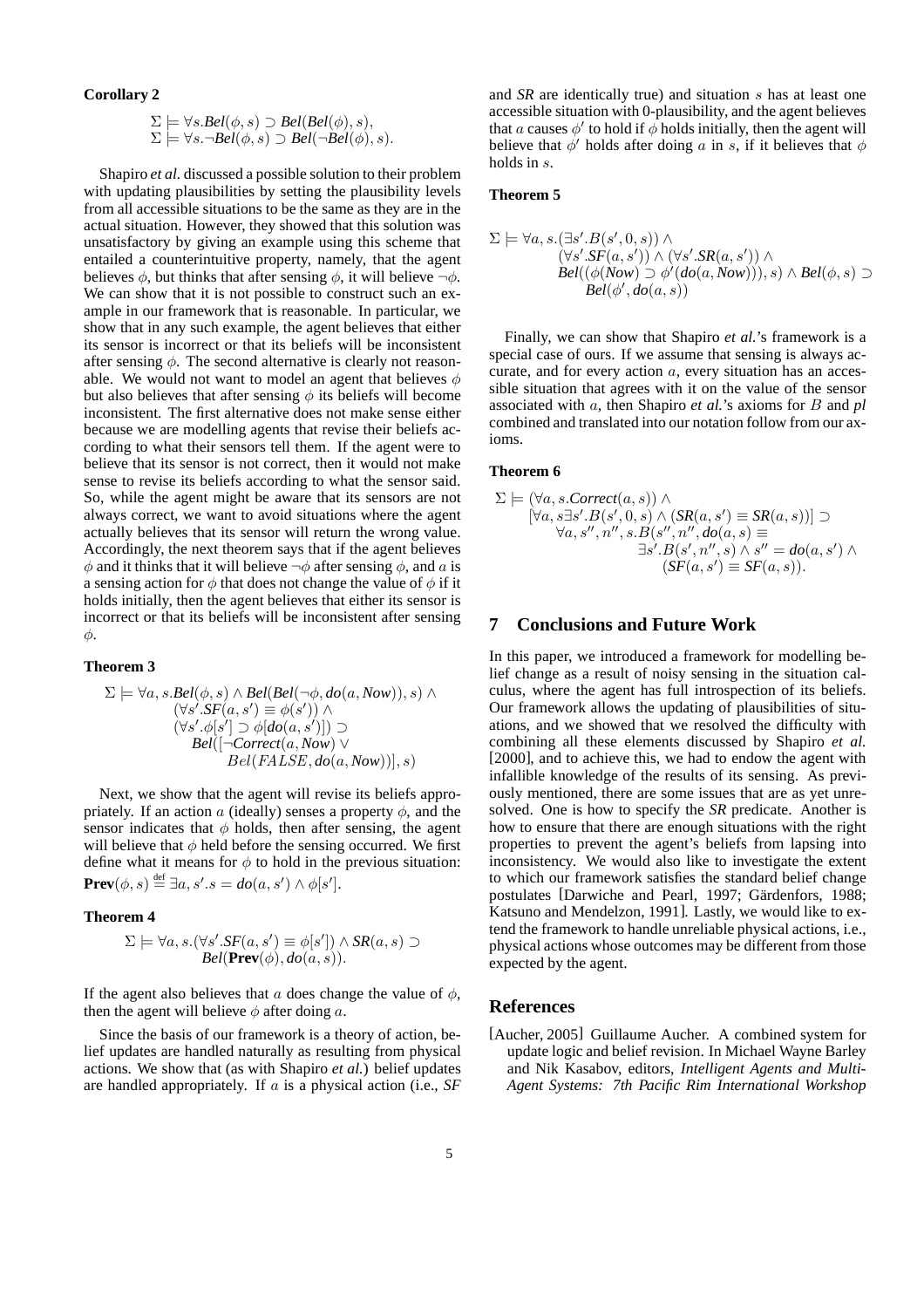**Corollary 2**

$$\Sigma \models \forall s. \mathit{Bel}(\phi, s) \supset \mathit{Bel}(\mathit{Bel}(\phi), s),$$
$$\Sigma \models \forall s. \neg \mathit{Bel}(\phi, s) \supset \mathit{Bel}(\neg \mathit{Bel}(\phi), s).$$

Shapiro *et al.* discussed a possible solution to their problem with updating plausibilities by setting the plausibility levels from all accessible situations to be the same as they are in the actual situation. However, they showed that this solution was unsatisfactory by giving an example using this scheme that entailed a counterintuitive property, namely, that the agent believes $\phi$, but thinks that after sensing $\phi$, it will believe $\neg\phi$. We can show that it is not possible to construct such an example in our framework that is reasonable. In particular, we show that in any such example, the agent believes that either its sensor is incorrect or that its beliefs will be inconsistent after sensing $\phi$. The second alternative is clearly not reasonable. We would not want to model an agent that believes $\phi$ but also believes that after sensing $\phi$ its beliefs will become inconsistent. The first alternative does not make sense either because we are modelling agents that revise their beliefs according to what their sensors tell them. If the agent were to believe that its sensor is not correct, then it would not make sense to revise its beliefs according to what the sensor said. So, while the agent might be aware that its sensors are not always correct, we want to avoid situations where the agent actually believes that its sensor will return the wrong value. Accordingly, the next theorem says that if the agent believes $\phi$ and it thinks that it will believe $\neg\phi$ after sensing $\phi$, and $a$ is a sensing action for $\phi$ that does not change the value of $\phi$ if it holds initially, then the agent believes that either its sensor is incorrect or that its beliefs will be inconsistent after sensing $\phi$.

**Theorem 3**

$$\begin{aligned}\Sigma \models \forall a, s. & \mathit{Bel}(\phi, s) \wedge \mathit{Bel}(\mathit{Bel}(\neg\phi, \mathit{do}(a, \mathit{Now})), s) \wedge \\ & (\forall s'. \mathit{SF}(a, s') \equiv \phi(s')) \wedge \\ & (\forall s'. \phi[s'] \supset \phi[\mathit{do}(a, s')]) \supset \\ & \quad \mathit{Bel}([\neg \mathit{Correct}(a, \mathit{Now}) \vee \\ & \quad\quad Bel(FALSE, \mathit{do}(a, \mathit{Now}))], s)\end{aligned}$$

Next, we show that the agent will revise its beliefs appropriately. If an action $a$ (ideally) senses a property $\phi$, and the sensor indicates that $\phi$ holds, then after sensing, the agent will believe that $\phi$ held before the sensing occurred. We first define what it means for $\phi$ to hold in the previous situation: $\mathbf{Prev}(\phi, s) \stackrel{\text{def}}{=} \exists a, s'. s = \mathit{do}(a, s') \wedge \phi[s']$.

**Theorem 4**

$$\begin{aligned}\Sigma \models \forall a, s. & (\forall s'. \mathit{SF}(a, s') \equiv \phi[s']) \wedge \mathit{SR}(a, s) \supset \\ & \mathit{Bel}(\mathbf{Prev}(\phi), \mathit{do}(a, s)).\end{aligned}$$

If the agent also believes that $a$ does change the value of $\phi$, then the agent will believe $\phi$ after doing $a$.

Since the basis of our framework is a theory of action, belief updates are handled naturally as resulting from physical actions. We show that (as with Shapiro *et al.*) belief updates are handled appropriately. If $a$ is a physical action (i.e., *SF* and *SR* are identically true) and situation $s$ has at least one accessible situation with 0-plausibility, and the agent believes that $a$ causes $\phi'$ to hold if $\phi$ holds initially, then the agent will believe that $\phi'$ holds after doing $a$ in $s$, if it believes that $\phi$ holds in $s$.

**Theorem 5**

$$\begin{aligned}\Sigma \models \forall a, s. & (\exists s'. B(s', 0, s)) \wedge \\ & (\forall s'. \mathit{SF}(a, s')) \wedge (\forall s'. \mathit{SR}(a, s')) \wedge \\ & \mathit{Bel}((\phi(\mathit{Now}) \supset \phi'(\mathit{do}(a, \mathit{Now}))), s) \wedge \mathit{Bel}(\phi, s) \supset \\ & \quad \mathit{Bel}(\phi', \mathit{do}(a, s))\end{aligned}$$

Finally, we can show that Shapiro *et al.*'s framework is a special case of ours. If we assume that sensing is always accurate, and for every action $a$, every situation has an accessible situation that agrees with it on the value of the sensor associated with $a$, then Shapiro *et al.*'s axioms for $B$ and *pl* combined and translated into our notation follow from our axioms.

**Theorem 6**

$$\begin{aligned}\Sigma \models & (\forall a, s. \mathit{Correct}(a, s)) \wedge \\ & [\forall a, s \exists s'. B(s', 0, s) \wedge (\mathit{SR}(a, s') \equiv \mathit{SR}(a, s))] \supset \\ & \quad \forall a, s'', n'', s. B(s'', n'', \mathit{do}(a, s) \equiv \\ & \quad\quad \exists s'. B(s', n'', s) \wedge s'' = \mathit{do}(a, s') \wedge \\ & \quad\quad (\mathit{SF}(a, s') \equiv \mathit{SF}(a, s)).\end{aligned}$$

## 7 Conclusions and Future Work

In this paper, we introduced a framework for modelling belief change as a result of noisy sensing in the situation calculus, where the agent has full introspection of its beliefs. Our framework allows the updating of plausibilities of situations, and we showed that we resolved the difficulty with combining all these elements discussed by Shapiro *et al.* [2000], and to achieve this, we had to endow the agent with infallible knowledge of the results of its sensing. As previously mentioned, there are some issues that are as yet unresolved. One is how to specify the *SR* predicate. Another is how to ensure that there are enough situations with the right properties to prevent the agent's beliefs from lapsing into inconsistency. We would also like to investigate the extent to which our framework satisfies the standard belief change postulates [Darwiche and Pearl, 1997; Gärdenfors, 1988; Katsuno and Mendelzon, 1991]. Lastly, we would like to extend the framework to handle unreliable physical actions, i.e., physical actions whose outcomes may be different from those expected by the agent.

## References

[Aucher, 2005] Guillaume Aucher. A combined system for update logic and belief revision. In Michael Wayne Barley and Nik Kasabov, editors, *Intelligent Agents and Multi-Agent Systems: 7th Pacific Rim International Workshop*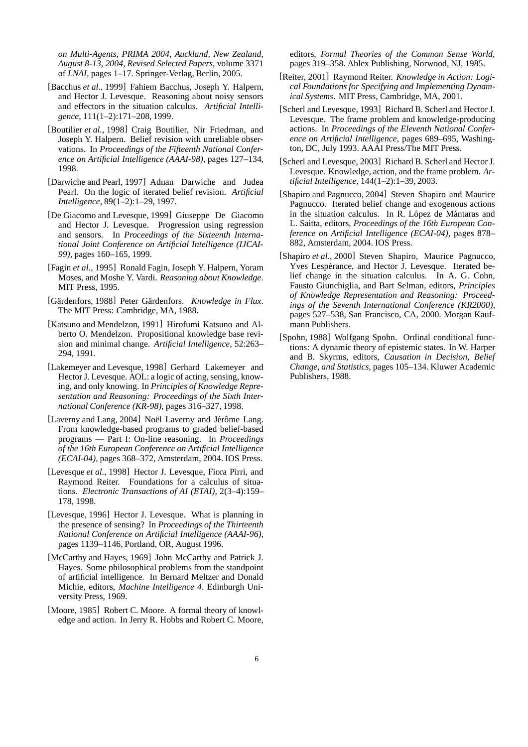*on Multi-Agents, PRIMA 2004, Auckland, New Zealand, August 8-13, 2004, Revised Selected Papers*, volume 3371 of *LNAI*, pages 1–17. Springer-Verlag, Berlin, 2005.

[Bacchus *et al.*, 1999] Fahiem Bacchus, Joseph Y. Halpern, and Hector J. Levesque. Reasoning about noisy sensors and effectors in the situation calculus. *Artificial Intelligence*, 111(1–2):171–208, 1999.

[Boutilier *et al.*, 1998] Craig Boutilier, Nir Friedman, and Joseph Y. Halpern. Belief revision with unreliable observations. In *Proceedings of the Fifteenth National Conference on Artificial Intelligence (AAAI-98)*, pages 127–134, 1998.

[Darwiche and Pearl, 1997] Adnan Darwiche and Judea Pearl. On the logic of iterated belief revision. *Artificial Intelligence*, 89(1–2):1–29, 1997.

[De Giacomo and Levesque, 1999] Giuseppe De Giacomo and Hector J. Levesque. Progression using regression and sensors. In *Proceedings of the Sixteenth International Joint Conference on Artificial Intelligence (IJCAI-99)*, pages 160–165, 1999.

[Fagin *et al.*, 1995] Ronald Fagin, Joseph Y. Halpern, Yoram Moses, and Moshe Y. Vardi. *Reasoning about Knowledge*. MIT Press, 1995.

[Gärdenfors, 1988] Peter Gärdenfors. *Knowledge in Flux*. The MIT Press: Cambridge, MA, 1988.

[Katsuno and Mendelzon, 1991] Hirofumi Katsuno and Alberto O. Mendelzon. Propositional knowledge base revision and minimal change. *Artificial Intelligence*, 52:263–294, 1991.

[Lakemeyer and Levesque, 1998] Gerhard Lakemeyer and Hector J. Levesque. AOL: a logic of acting, sensing, knowing, and only knowing. In *Principles of Knowledge Representation and Reasoning: Proceedings of the Sixth International Conference (KR-98)*, pages 316–327, 1998.

[Laverny and Lang, 2004] Noël Laverny and Jérôme Lang. From knowledge-based programs to graded belief-based programs — Part I: On-line reasoning. In *Proceedings of the 16th European Conference on Artificial Intelligence (ECAI-04)*, pages 368–372, Amsterdam, 2004. IOS Press.

[Levesque *et al.*, 1998] Hector J. Levesque, Fiora Pirri, and Raymond Reiter. Foundations for a calculus of situations. *Electronic Transactions of AI (ETAI)*, 2(3–4):159–178, 1998.

[Levesque, 1996] Hector J. Levesque. What is planning in the presence of sensing? In *Proceedings of the Thirteenth National Conference on Artificial Intelligence (AAAI-96)*, pages 1139–1146, Portland, OR, August 1996.

[McCarthy and Hayes, 1969] John McCarthy and Patrick J. Hayes. Some philosophical problems from the standpoint of artificial intelligence. In Bernard Meltzer and Donald Michie, editors, *Machine Intelligence 4*. Edinburgh University Press, 1969.

[Moore, 1985] Robert C. Moore. A formal theory of knowledge and action. In Jerry R. Hobbs and Robert C. Moore, editors, *Formal Theories of the Common Sense World*, pages 319–358. Ablex Publishing, Norwood, NJ, 1985.

[Reiter, 2001] Raymond Reiter. *Knowledge in Action: Logical Foundations for Specifying and Implementing Dynamical Systems*. MIT Press, Cambridge, MA, 2001.

[Scherl and Levesque, 1993] Richard B. Scherl and Hector J. Levesque. The frame problem and knowledge-producing actions. In *Proceedings of the Eleventh National Conference on Artificial Intelligence*, pages 689–695, Washington, DC, July 1993. AAAI Press/The MIT Press.

[Scherl and Levesque, 2003] Richard B. Scherl and Hector J. Levesque. Knowledge, action, and the frame problem. *Artificial Intelligence*, 144(1–2):1–39, 2003.

[Shapiro and Pagnucco, 2004] Steven Shapiro and Maurice Pagnucco. Iterated belief change and exogenous actions in the situation calculus. In R. López de Mántaras and L. Saitta, editors, *Proceedings of the 16th European Conference on Artificial Intelligence (ECAI-04)*, pages 878–882, Amsterdam, 2004. IOS Press.

[Shapiro *et al.*, 2000] Steven Shapiro, Maurice Pagnucco, Yves Lespérance, and Hector J. Levesque. Iterated belief change in the situation calculus. In A. G. Cohn, Fausto Giunchiglia, and Bart Selman, editors, *Principles of Knowledge Representation and Reasoning: Proceedings of the Seventh International Conference (KR2000)*, pages 527–538, San Francisco, CA, 2000. Morgan Kaufmann Publishers.

[Spohn, 1988] Wolfgang Spohn. Ordinal conditional functions: A dynamic theory of epistemic states. In W. Harper and B. Skyrms, editors, *Causation in Decision, Belief Change, and Statistics*, pages 105–134. Kluwer Academic Publishers, 1988.